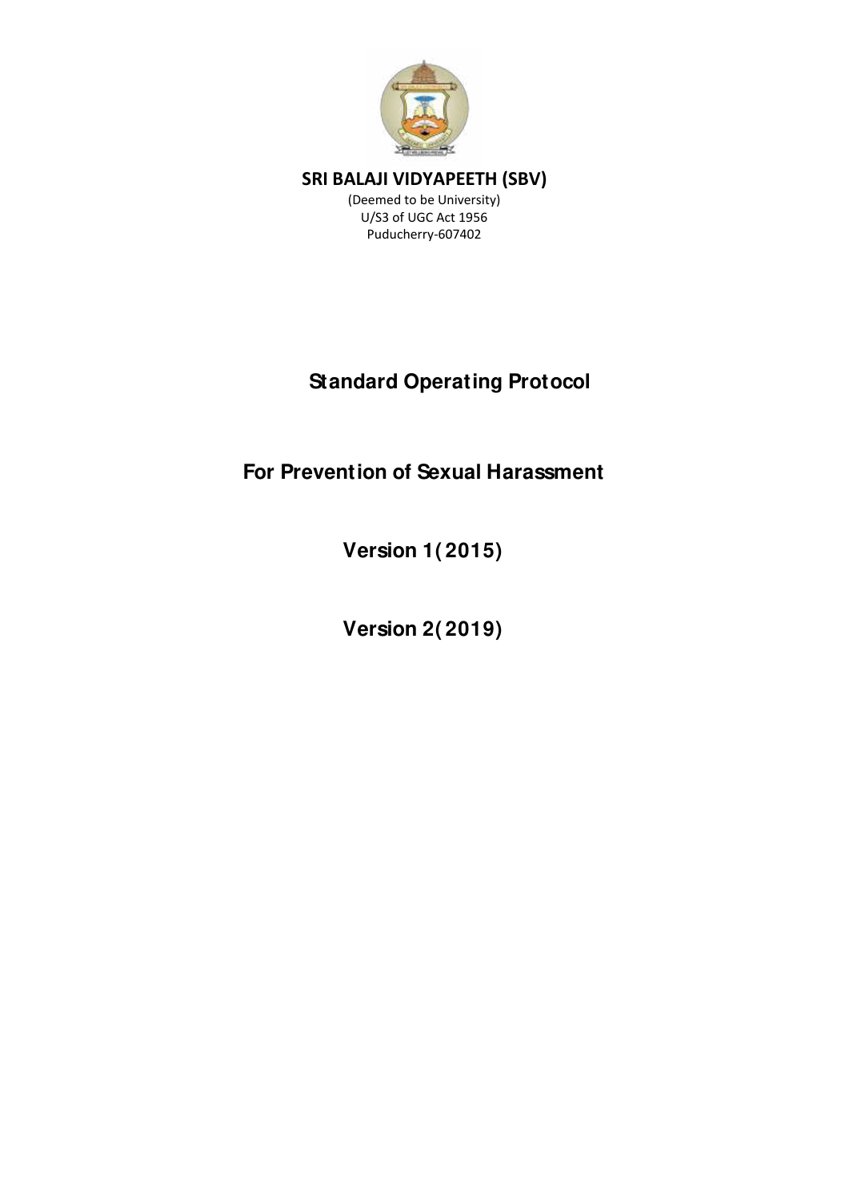**SRI BALAJI VIDYAPEETH (SBV)**

(Deemed to be University)
U/S3 of UGC Act 1956
Puducherry-607402

# Standard Operating Protocol

# For Prevention of Sexual Harassment

## Version 1(2015)

## Version 2(2019)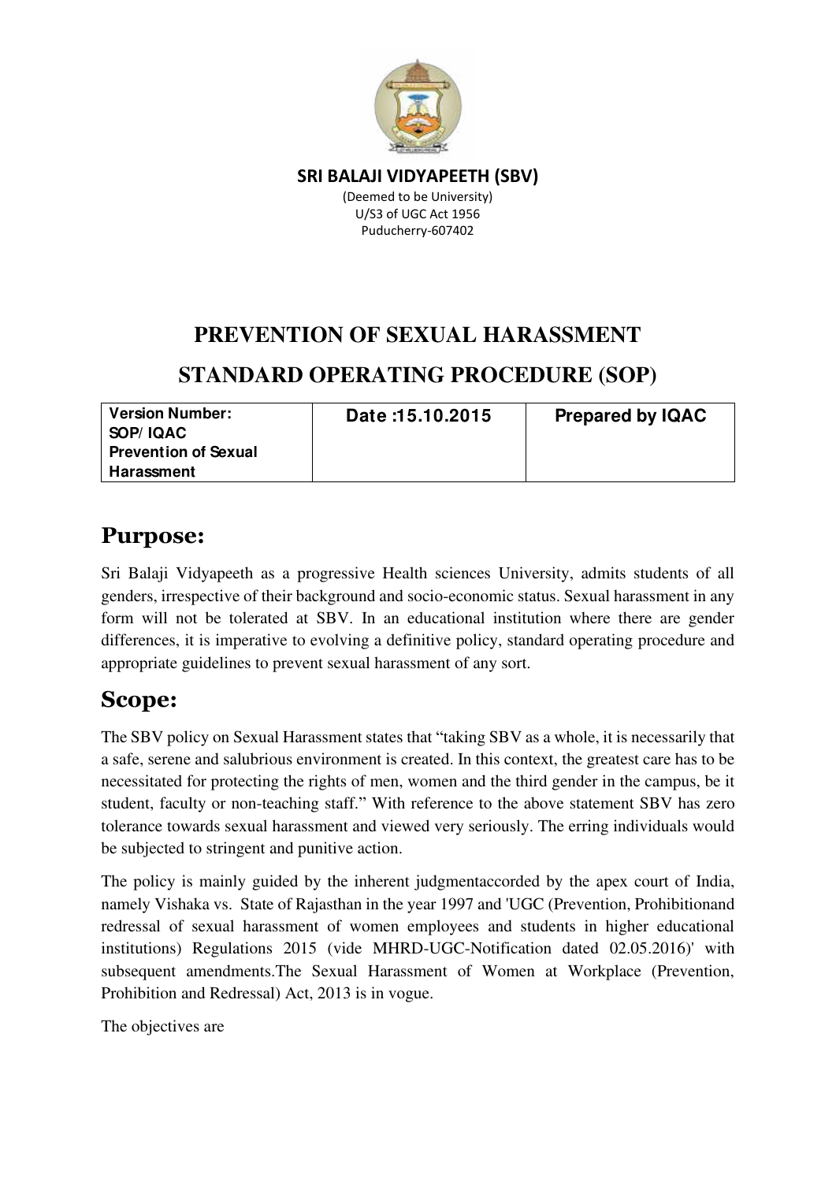**SRI BALAJI VIDYAPEETH (SBV)**

(Deemed to be University)
U/S3 of UGC Act 1956
Puducherry-607402

# PREVENTION OF SEXUAL HARASSMENT

# STANDARD OPERATING PROCEDURE (SOP)

| Version Number: SOP/ IQAC Prevention of Sexual Harassment | Date :15.10.2015 | Prepared by IQAC |
|---|---|---|

## Purpose:

Sri Balaji Vidyapeeth as a progressive Health sciences University, admits students of all genders, irrespective of their background and socio-economic status. Sexual harassment in any form will not be tolerated at SBV. In an educational institution where there are gender differences, it is imperative to evolving a definitive policy, standard operating procedure and appropriate guidelines to prevent sexual harassment of any sort.

## Scope:

The SBV policy on Sexual Harassment states that "taking SBV as a whole, it is necessarily that a safe, serene and salubrious environment is created. In this context, the greatest care has to be necessitated for protecting the rights of men, women and the third gender in the campus, be it student, faculty or non-teaching staff." With reference to the above statement SBV has zero tolerance towards sexual harassment and viewed very seriously. The erring individuals would be subjected to stringent and punitive action.

The policy is mainly guided by the inherent judgmentaccorded by the apex court of India, namely Vishaka vs. State of Rajasthan in the year 1997 and 'UGC (Prevention, Prohibitionand redressal of sexual harassment of women employees and students in higher educational institutions) Regulations 2015 (vide MHRD-UGC-Notification dated 02.05.2016)' with subsequent amendments.The Sexual Harassment of Women at Workplace (Prevention, Prohibition and Redressal) Act, 2013 is in vogue.

The objectives are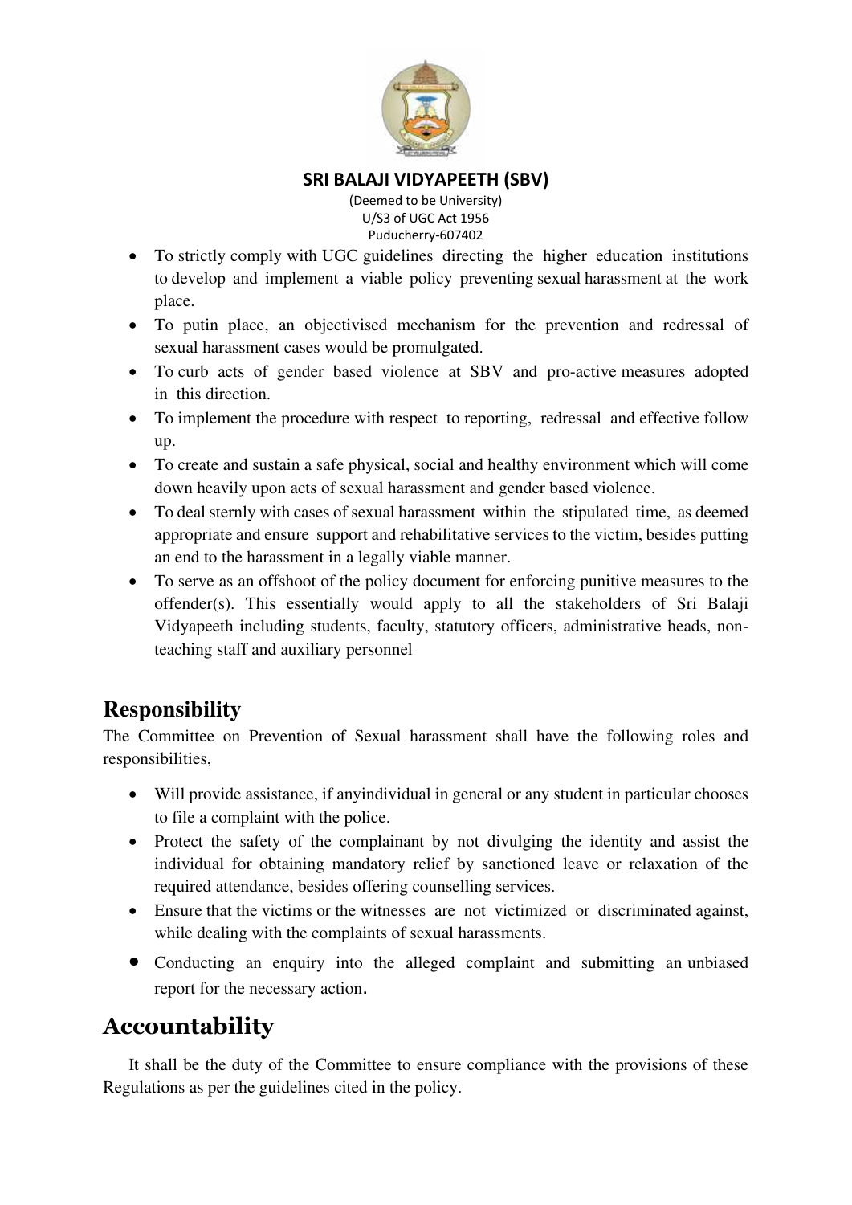- To strictly comply with UGC guidelines directing the higher education institutions to develop and implement a viable policy preventing sexual harassment at the work place.
- To putin place, an objectivised mechanism for the prevention and redressal of sexual harassment cases would be promulgated.
- To curb acts of gender based violence at SBV and pro-active measures adopted in this direction.
- To implement the procedure with respect to reporting, redressal and effective follow up.
- To create and sustain a safe physical, social and healthy environment which will come down heavily upon acts of sexual harassment and gender based violence.
- To deal sternly with cases of sexual harassment within the stipulated time, as deemed appropriate and ensure support and rehabilitative services to the victim, besides putting an end to the harassment in a legally viable manner.
- To serve as an offshoot of the policy document for enforcing punitive measures to the offender(s). This essentially would apply to all the stakeholders of Sri Balaji Vidyapeeth including students, faculty, statutory officers, administrative heads, non-teaching staff and auxiliary personnel

## Responsibility

The Committee on Prevention of Sexual harassment shall have the following roles and responsibilities,

- Will provide assistance, if anyindividual in general or any student in particular chooses to file a complaint with the police.
- Protect the safety of the complainant by not divulging the identity and assist the individual for obtaining mandatory relief by sanctioned leave or relaxation of the required attendance, besides offering counselling services.
- Ensure that the victims or the witnesses are not victimized or discriminated against, while dealing with the complaints of sexual harassments.
- Conducting an enquiry into the alleged complaint and submitting an unbiased report for the necessary action.

## Accountability

It shall be the duty of the Committee to ensure compliance with the provisions of these Regulations as per the guidelines cited in the policy.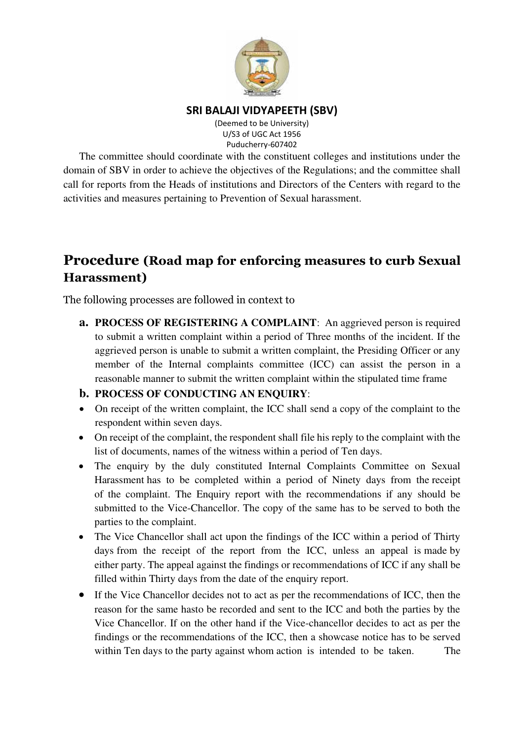The committee should coordinate with the constituent colleges and institutions under the domain of SBV in order to achieve the objectives of the Regulations; and the committee shall call for reports from the Heads of institutions and Directors of the Centers with regard to the activities and measures pertaining to Prevention of Sexual harassment.

## Procedure (Road map for enforcing measures to curb Sexual Harassment)

The following processes are followed in context to

**a. PROCESS OF REGISTERING A COMPLAINT**: An aggrieved person is required to submit a written complaint within a period of Three months of the incident. If the aggrieved person is unable to submit a written complaint, the Presiding Officer or any member of the Internal complaints committee (ICC) can assist the person in a reasonable manner to submit the written complaint within the stipulated time frame

**b. PROCESS OF CONDUCTING AN ENQUIRY**:

- On receipt of the written complaint, the ICC shall send a copy of the complaint to the respondent within seven days.
- On receipt of the complaint, the respondent shall file his reply to the complaint with the list of documents, names of the witness within a period of Ten days.
- The enquiry by the duly constituted Internal Complaints Committee on Sexual Harassment has to be completed within a period of Ninety days from the receipt of the complaint. The Enquiry report with the recommendations if any should be submitted to the Vice-Chancellor. The copy of the same has to be served to both the parties to the complaint.
- The Vice Chancellor shall act upon the findings of the ICC within a period of Thirty days from the receipt of the report from the ICC, unless an appeal is made by either party. The appeal against the findings or recommendations of ICC if any shall be filled within Thirty days from the date of the enquiry report.
- If the Vice Chancellor decides not to act as per the recommendations of ICC, then the reason for the same hasto be recorded and sent to the ICC and both the parties by the Vice Chancellor. If on the other hand if the Vice-chancellor decides to act as per the findings or the recommendations of the ICC, then a showcase notice has to be served within Ten days to the party against whom action is intended to be taken. The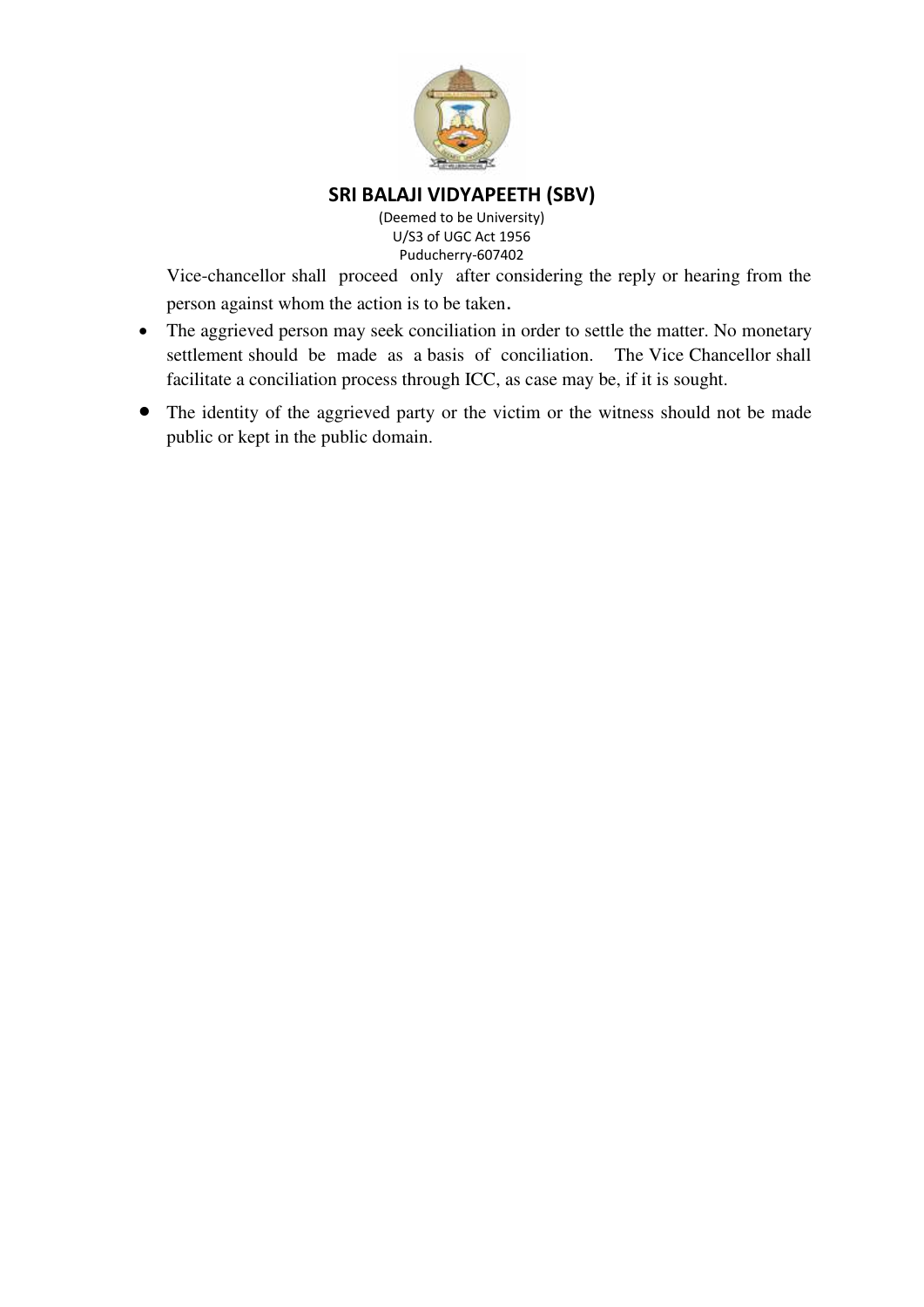Vice-chancellor shall proceed only after considering the reply or hearing from the person against whom the action is to be taken.

- The aggrieved person may seek conciliation in order to settle the matter. No monetary settlement should be made as a basis of conciliation. The Vice Chancellor shall facilitate a conciliation process through ICC, as case may be, if it is sought.
- The identity of the aggrieved party or the victim or the witness should not be made public or kept in the public domain.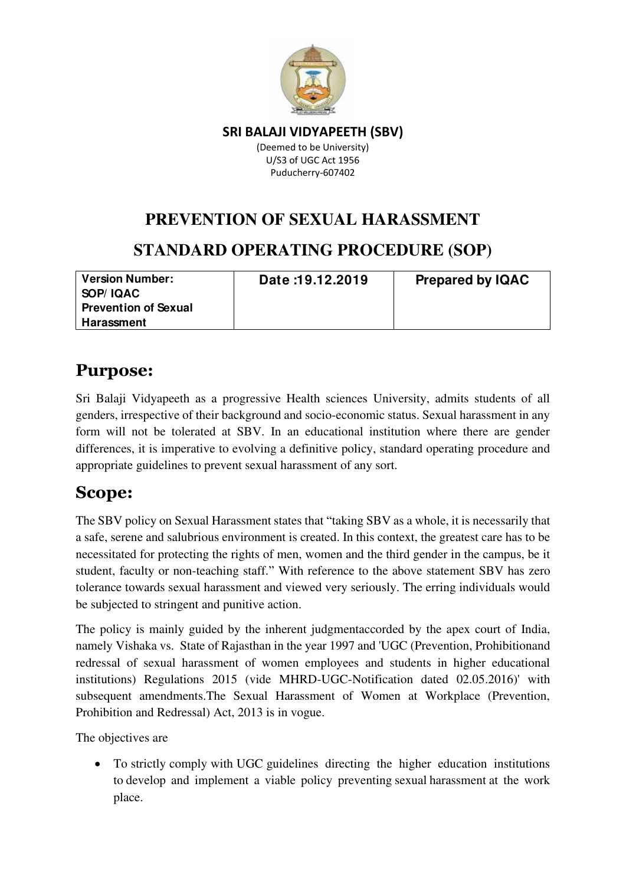**SRI BALAJI VIDYAPEETH (SBV)**

(Deemed to be University)
U/S3 of UGC Act 1956
Puducherry-607402

# PREVENTION OF SEXUAL HARASSMENT

# STANDARD OPERATING PROCEDURE (SOP)

| Version Number: SOP/ IQAC Prevention of Sexual Harassment | Date :19.12.2019 | Prepared by IQAC |
|---|---|---|

## Purpose:

Sri Balaji Vidyapeeth as a progressive Health sciences University, admits students of all genders, irrespective of their background and socio-economic status. Sexual harassment in any form will not be tolerated at SBV. In an educational institution where there are gender differences, it is imperative to evolving a definitive policy, standard operating procedure and appropriate guidelines to prevent sexual harassment of any sort.

## Scope:

The SBV policy on Sexual Harassment states that "taking SBV as a whole, it is necessarily that a safe, serene and salubrious environment is created. In this context, the greatest care has to be necessitated for protecting the rights of men, women and the third gender in the campus, be it student, faculty or non-teaching staff." With reference to the above statement SBV has zero tolerance towards sexual harassment and viewed very seriously. The erring individuals would be subjected to stringent and punitive action.

The policy is mainly guided by the inherent judgmentaccorded by the apex court of India, namely Vishaka vs. State of Rajasthan in the year 1997 and 'UGC (Prevention, Prohibitionand redressal of sexual harassment of women employees and students in higher educational institutions) Regulations 2015 (vide MHRD-UGC-Notification dated 02.05.2016)' with subsequent amendments.The Sexual Harassment of Women at Workplace (Prevention, Prohibition and Redressal) Act, 2013 is in vogue.

The objectives are

- To strictly comply with UGC guidelines directing the higher education institutions to develop and implement a viable policy preventing sexual harassment at the work place.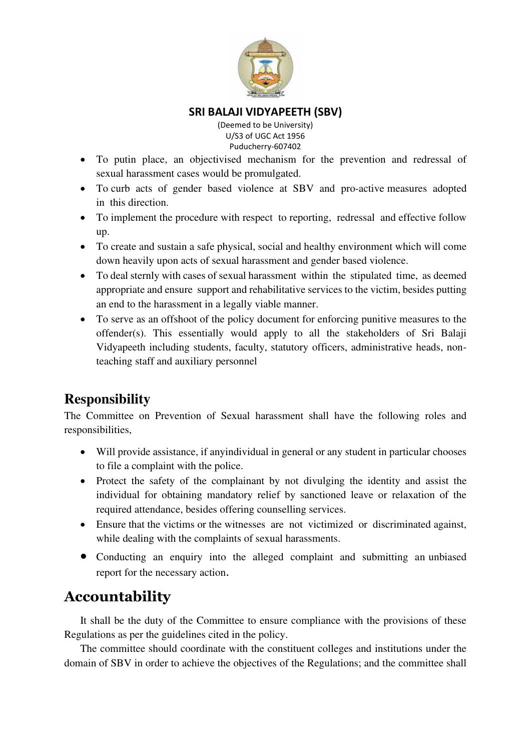- To putin place, an objectivised mechanism for the prevention and redressal of sexual harassment cases would be promulgated.
- To curb acts of gender based violence at SBV and pro-active measures adopted in this direction.
- To implement the procedure with respect to reporting, redressal and effective follow up.
- To create and sustain a safe physical, social and healthy environment which will come down heavily upon acts of sexual harassment and gender based violence.
- To deal sternly with cases of sexual harassment within the stipulated time, as deemed appropriate and ensure support and rehabilitative services to the victim, besides putting an end to the harassment in a legally viable manner.
- To serve as an offshoot of the policy document for enforcing punitive measures to the offender(s). This essentially would apply to all the stakeholders of Sri Balaji Vidyapeeth including students, faculty, statutory officers, administrative heads, non-teaching staff and auxiliary personnel

## Responsibility

The Committee on Prevention of Sexual harassment shall have the following roles and responsibilities,

- Will provide assistance, if anyindividual in general or any student in particular chooses to file a complaint with the police.
- Protect the safety of the complainant by not divulging the identity and assist the individual for obtaining mandatory relief by sanctioned leave or relaxation of the required attendance, besides offering counselling services.
- Ensure that the victims or the witnesses are not victimized or discriminated against, while dealing with the complaints of sexual harassments.
- Conducting an enquiry into the alleged complaint and submitting an unbiased report for the necessary action.

## Accountability

It shall be the duty of the Committee to ensure compliance with the provisions of these Regulations as per the guidelines cited in the policy.

The committee should coordinate with the constituent colleges and institutions under the domain of SBV in order to achieve the objectives of the Regulations; and the committee shall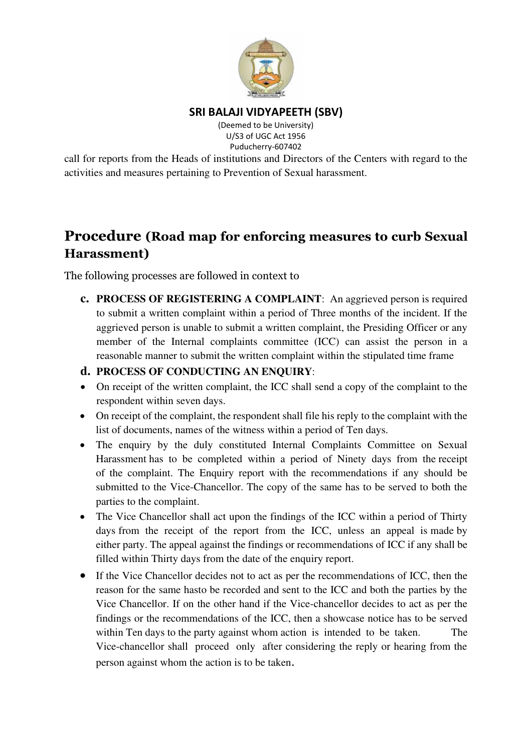call for reports from the Heads of institutions and Directors of the Centers with regard to the activities and measures pertaining to Prevention of Sexual harassment.

## Procedure (Road map for enforcing measures to curb Sexual Harassment)

The following processes are followed in context to

c. **PROCESS OF REGISTERING A COMPLAINT**: An aggrieved person is required to submit a written complaint within a period of Three months of the incident. If the aggrieved person is unable to submit a written complaint, the Presiding Officer or any member of the Internal complaints committee (ICC) can assist the person in a reasonable manner to submit the written complaint within the stipulated time frame

d. **PROCESS OF CONDUCTING AN ENQUIRY**:

- On receipt of the written complaint, the ICC shall send a copy of the complaint to the respondent within seven days.
- On receipt of the complaint, the respondent shall file his reply to the complaint with the list of documents, names of the witness within a period of Ten days.
- The enquiry by the duly constituted Internal Complaints Committee on Sexual Harassment has to be completed within a period of Ninety days from the receipt of the complaint. The Enquiry report with the recommendations if any should be submitted to the Vice-Chancellor. The copy of the same has to be served to both the parties to the complaint.
- The Vice Chancellor shall act upon the findings of the ICC within a period of Thirty days from the receipt of the report from the ICC, unless an appeal is made by either party. The appeal against the findings or recommendations of ICC if any shall be filled within Thirty days from the date of the enquiry report.
- If the Vice Chancellor decides not to act as per the recommendations of ICC, then the reason for the same hasto be recorded and sent to the ICC and both the parties by the Vice Chancellor. If on the other hand if the Vice-chancellor decides to act as per the findings or the recommendations of the ICC, then a showcase notice has to be served within Ten days to the party against whom action is intended to be taken. The Vice-chancellor shall proceed only after considering the reply or hearing from the person against whom the action is to be taken.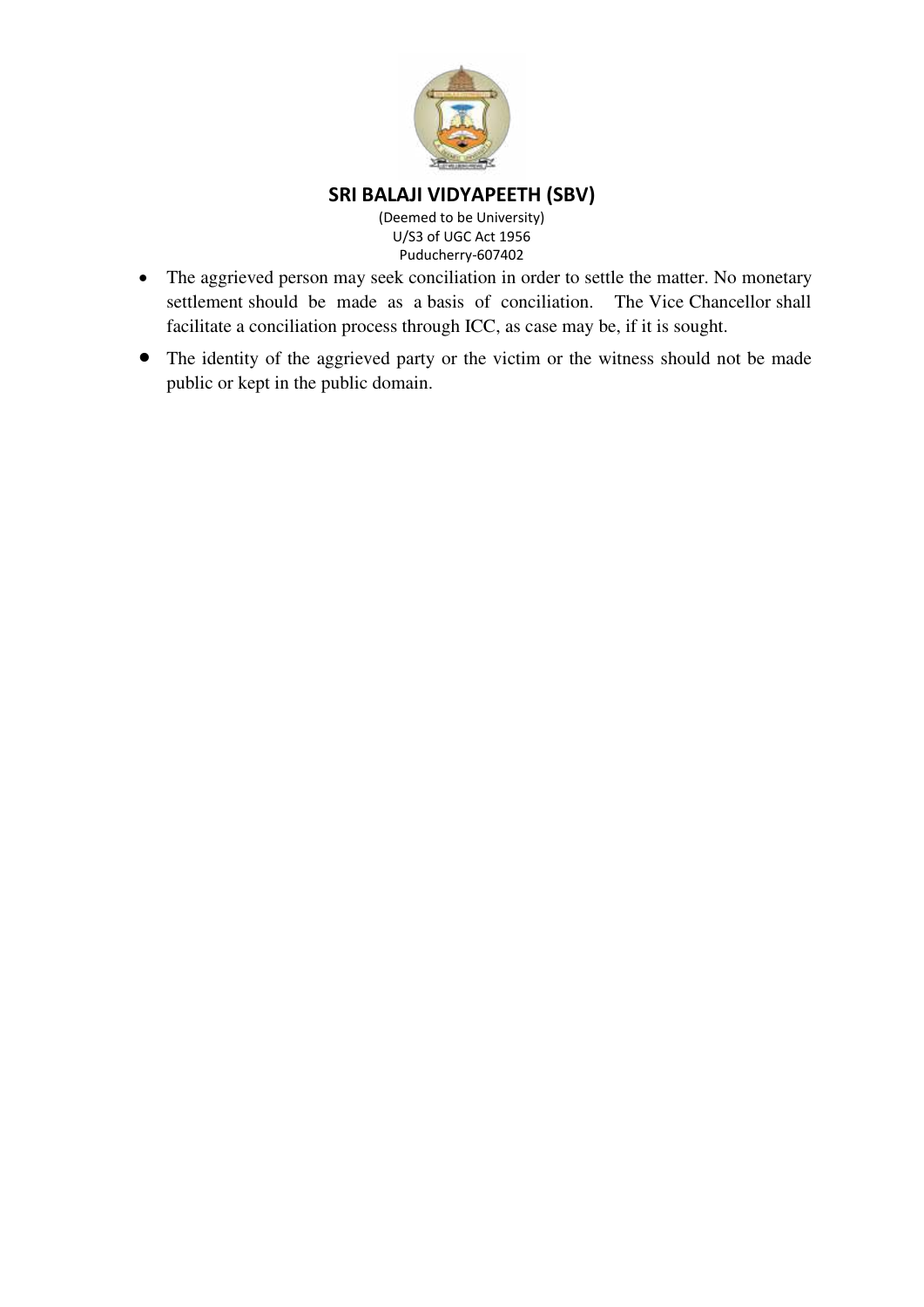- The aggrieved person may seek conciliation in order to settle the matter. No monetary settlement should be made as a basis of conciliation. The Vice Chancellor shall facilitate a conciliation process through ICC, as case may be, if it is sought.
- The identity of the aggrieved party or the victim or the witness should not be made public or kept in the public domain.